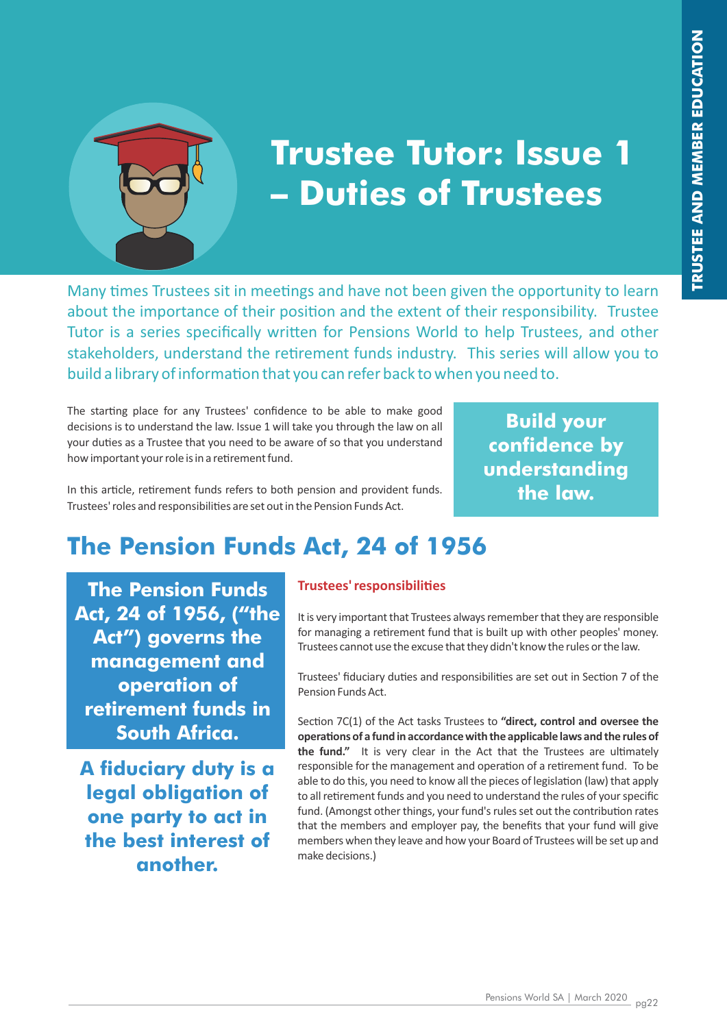# Trustee Tutor: Issue 1 – Duties of Trustees

Many times Trustees sit in meetings and have not been given the opportunity to learn about the importance of their position and the extent of their responsibility. Trustee Tutor is a series specifically written for Pensions World to help Trustees, and other stakeholders, understand the retirement funds industry. This series will allow you to build a library of information that you can refer back to when you need to.

The starting place for any Trustees' confidence to be able to make good decisions is to understand the law. Issue 1 will take you through the law on all your duties as a Trustee that you need to be aware of so that you understand how important your role is in a retirement fund.

In this article, retirement funds refers to both pension and provident funds. Trustees' roles and responsibilities are set out in the Pension Funds Act.

**Build your confidence by understanding the law.**

## The Pension Funds Act, 24 of 1956

**The Pension Funds Act, 24 of 1956, ("the Act") governs the management and operation of retirement funds in South Africa.**

**A fiduciary duty is a legal obligation of one party to act in the best interest of another.**

### Trustees' responsibilities

It is very important that Trustees always remember that they are responsible for managing a retirement fund that is built up with other peoples' money. Trustees cannot use the excuse that they didn't know the rules or the law.

Trustees' fiduciary duties and responsibilities are set out in Section 7 of the Pension Funds Act.

Section 7C(1) of the Act tasks Trustees to **"direct, control and oversee the operations of a fund in accordance with the applicable laws and the rules of the fund."** It is very clear in the Act that the Trustees are ultimately responsible for the management and operation of a retirement fund. To be able to do this, you need to know all the pieces of legislation (law) that apply to all retirement funds and you need to understand the rules of your specific fund. (Amongst other things, your fund's rules set out the contribution rates that the members and employer pay, the benefits that your fund will give members when they leave and how your Board of Trustees will be set up and make decisions.)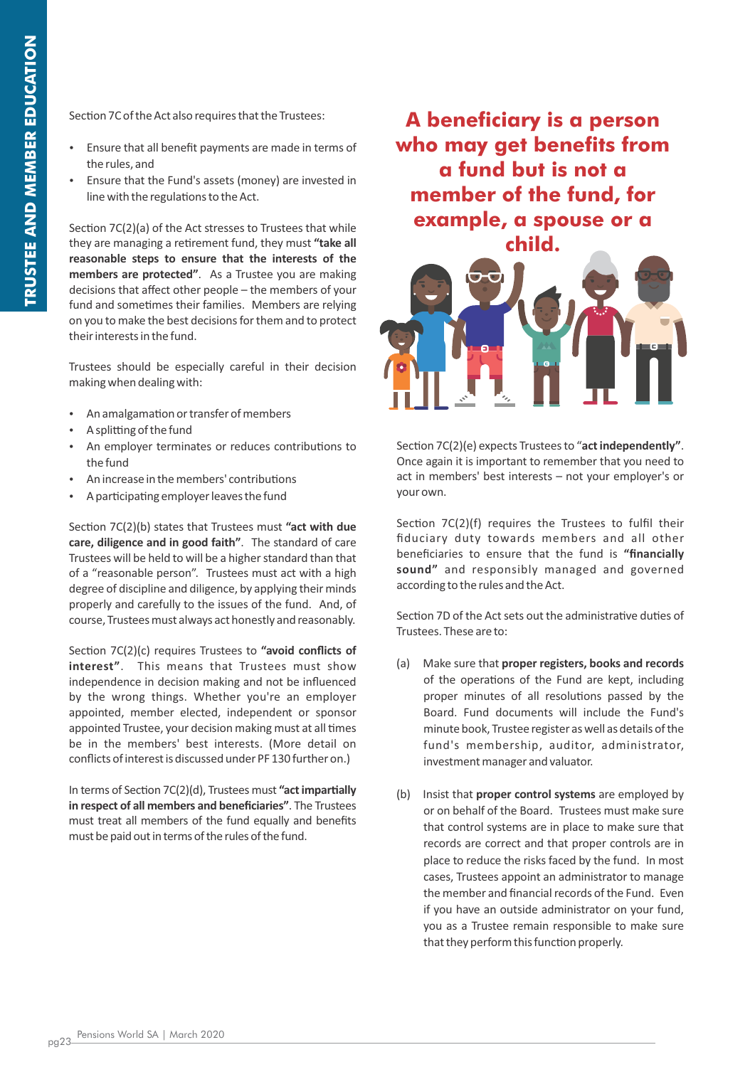Section 7C of the Act also requires that the Trustees:

- Ensure that all benefit payments are made in terms of the rules, and
- Ensure that the Fund's assets (money) are invested in line with the regulations to the Act.

Section 7C(2)(a) of the Act stresses to Trustees that while they are managing a retirement fund, they must **"take all reasonable steps to ensure that the interests of the members are protected"**. As a Trustee you are making decisions that affect other people – the members of your fund and sometimes their families. Members are relying on you to make the best decisions for them and to protect their interests in the fund.

Trustees should be especially careful in their decision making when dealing with:

- An amalgamation or transfer of members
- A splitting of the fund
- An employer terminates or reduces contributions to the fund
- An increase in the members' contributions
- A participating employer leaves the fund

Section 7C(2)(b) states that Trustees must **"act with due care, diligence and in good faith"**. The standard of care Trustees will be held to will be a higher standard than that of a "reasonable person". Trustees must act with a high degree of discipline and diligence, by applying their minds properly and carefully to the issues of the fund. And, of course, Trustees must always act honestly and reasonably.

Section 7C(2)(c) requires Trustees to **"avoid conflicts of interest"**. This means that Trustees must show independence in decision making and not be influenced by the wrong things. Whether you're an employer appointed, member elected, independent or sponsor appointed Trustee, your decision making must at all times be in the members' best interests. (More detail on conflicts of interest is discussed under PF 130 further on.)

In terms of Section 7C(2)(d), Trustees must **"act impartially in respect of all members and beneficiaries"**. The Trustees must treat all members of the fund equally and benefits must be paid out in terms of the rules of the fund.

**A beneficiary is a person who may get benefits from a fund but is not a member of the fund, for example, a spouse or a child.**

Section 7C(2)(e) expects Trustees to "**act independently**". Once again it is important to remember that you need to act in members' best interests – not your employer's or your own.

Section 7C(2)(f) requires the Trustees to fulfil their fiduciary duty towards members and all other beneficiaries to ensure that the fund is **"financially sound"** and responsibly managed and governed according to the rules and the Act.

Section 7D of the Act sets out the administrative duties of Trustees. These are to:

(a) Make sure that **proper registers, books and records** of the operations of the Fund are kept, including proper minutes of all resolutions passed by the Board. Fund documents will include the Fund's minute book, Trustee register as well as details of the fund's membership, auditor, administrator, investment manager and valuator.

(b) Insist that **proper control systems** are employed by or on behalf of the Board. Trustees must make sure that control systems are in place to make sure that records are correct and that proper controls are in place to reduce the risks faced by the fund. In most cases, Trustees appoint an administrator to manage the member and financial records of the Fund. Even if you have an outside administrator on your fund, you as a Trustee remain responsible to make sure that they perform this function properly.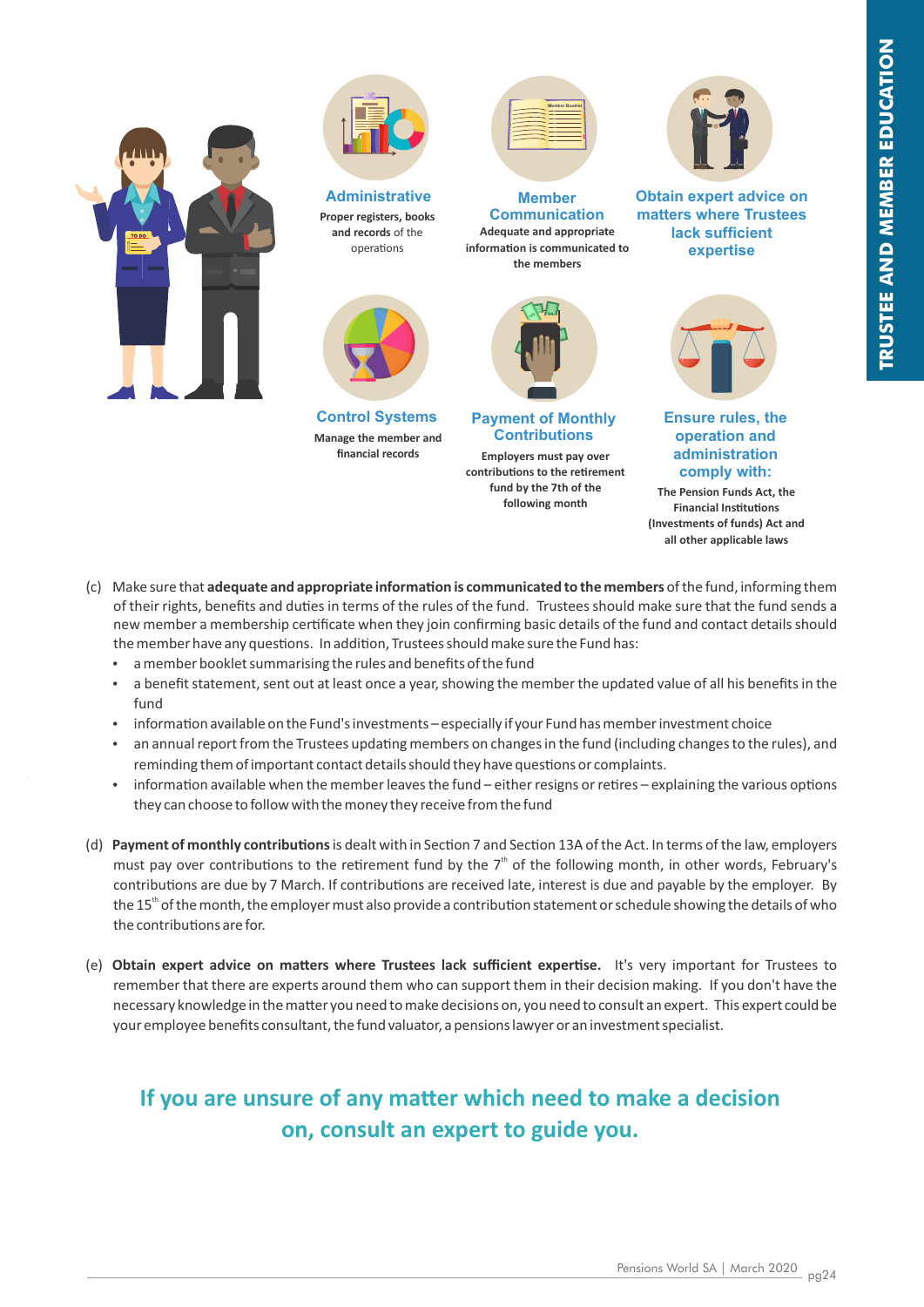**Administrative**
Proper registers, books and records of the operations

**Member Communication**
Adequate and appropriate information is communicated to the members

**Obtain expert advice on matters where Trustees lack sufficient expertise**

**Control Systems**
Manage the member and financial records

**Payment of Monthly Contributions**
Employers must pay over contributions to the retirement fund by the 7th of the following month

**Ensure rules, the operation and administration comply with:**
The Pension Funds Act, the Financial Institutions (Investments of funds) Act and all other applicable laws

(c) Make sure that **adequate and appropriate information is communicated to the members** of the fund, informing them of their rights, benefits and duties in terms of the rules of the fund. Trustees should make sure that the fund sends a new member a membership certificate when they join confirming basic details of the fund and contact details should the member have any questions. In addition, Trustees should make sure the Fund has:

- a member booklet summarising the rules and benefits of the fund
- a benefit statement, sent out at least once a year, showing the member the updated value of all his benefits in the fund
- information available on the Fund's investments – especially if your Fund has member investment choice
- an annual report from the Trustees updating members on changes in the fund (including changes to the rules), and reminding them of important contact details should they have questions or complaints.
- information available when the member leaves the fund – either resigns or retires – explaining the various options they can choose to follow with the money they receive from the fund

(d) **Payment of monthly contributions** is dealt with in Section 7 and Section 13A of the Act. In terms of the law, employers must pay over contributions to the retirement fund by the 7th of the following month, in other words, February's contributions are due by 7 March. If contributions are received late, interest is due and payable by the employer. By the 15th of the month, the employer must also provide a contribution statement or schedule showing the details of who the contributions are for.

(e) **Obtain expert advice on matters where Trustees lack sufficient expertise.** It's very important for Trustees to remember that there are experts around them who can support them in their decision making. If you don't have the necessary knowledge in the matter you need to make decisions on, you need to consult an expert. This expert could be your employee benefits consultant, the fund valuator, a pensions lawyer or an investment specialist.

## If you are unsure of any matter which need to make a decision on, consult an expert to guide you.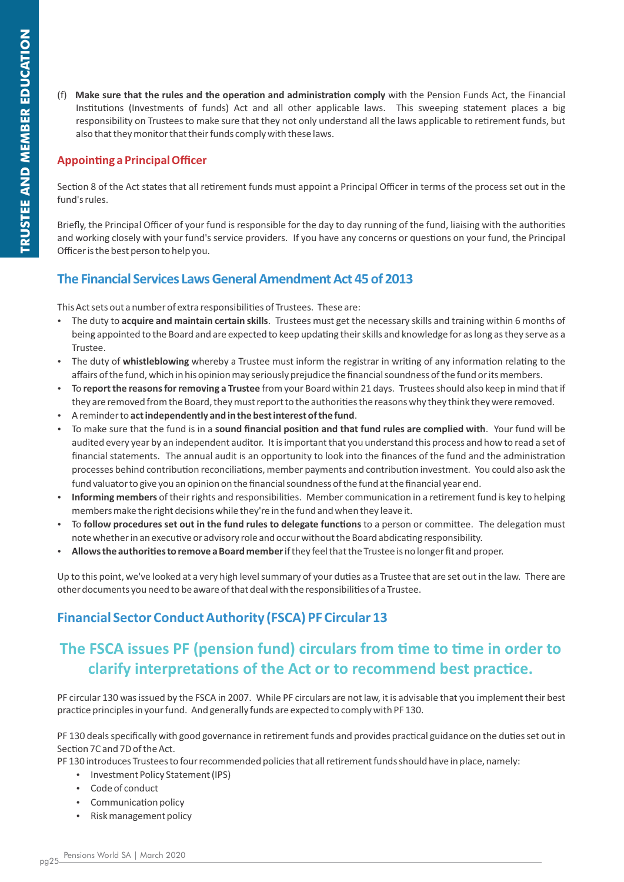(f) **Make sure that the rules and the operation and administration comply** with the Pension Funds Act, the Financial Institutions (Investments of funds) Act and all other applicable laws. This sweeping statement places a big responsibility on Trustees to make sure that they not only understand all the laws applicable to retirement funds, but also that they monitor that their funds comply with these laws.

## Appointing a Principal Officer

Section 8 of the Act states that all retirement funds must appoint a Principal Officer in terms of the process set out in the fund's rules.

Briefly, the Principal Officer of your fund is responsible for the day to day running of the fund, liaising with the authorities and working closely with your fund's service providers. If you have any concerns or questions on your fund, the Principal Officer is the best person to help you.

## The Financial Services Laws General Amendment Act 45 of 2013

This Act sets out a number of extra responsibilities of Trustees. These are:

- The duty to **acquire and maintain certain skills**. Trustees must get the necessary skills and training within 6 months of being appointed to the Board and are expected to keep updating their skills and knowledge for as long as they serve as a Trustee.
- The duty of **whistleblowing** whereby a Trustee must inform the registrar in writing of any information relating to the affairs of the fund, which in his opinion may seriously prejudice the financial soundness of the fund or its members.
- To **report the reasons for removing a Trustee** from your Board within 21 days. Trustees should also keep in mind that if they are removed from the Board, they must report to the authorities the reasons why they think they were removed.
- A reminder to **act independently and in the best interest of the fund**.
- To make sure that the fund is in a **sound financial position and that fund rules are complied with**. Your fund will be audited every year by an independent auditor. It is important that you understand this process and how to read a set of financial statements. The annual audit is an opportunity to look into the finances of the fund and the administration processes behind contribution reconciliations, member payments and contribution investment. You could also ask the fund valuator to give you an opinion on the financial soundness of the fund at the financial year end.
- **Informing members** of their rights and responsibilities. Member communication in a retirement fund is key to helping members make the right decisions while they're in the fund and when they leave it.
- To **follow procedures set out in the fund rules to delegate functions** to a person or committee. The delegation must note whether in an executive or advisory role and occur without the Board abdicating responsibility.
- **Allows the authorities to remove a Board member** if they feel that the Trustee is no longer fit and proper.

Up to this point, we've looked at a very high level summary of your duties as a Trustee that are set out in the law. There are other documents you need to be aware of that deal with the responsibilities of a Trustee.

## Financial Sector Conduct Authority (FSCA) PF Circular 13

**The FSCA issues PF (pension fund) circulars from time to time in order to clarify interpretations of the Act or to recommend best practice.**

PF circular 130 was issued by the FSCA in 2007. While PF circulars are not law, it is advisable that you implement their best practice principles in your fund. And generally funds are expected to comply with PF 130.

PF 130 deals specifically with good governance in retirement funds and provides practical guidance on the duties set out in Section 7C and 7D of the Act.

PF 130 introduces Trustees to four recommended policies that all retirement funds should have in place, namely:

- Investment Policy Statement (IPS)
- Code of conduct
- Communication policy
- Risk management policy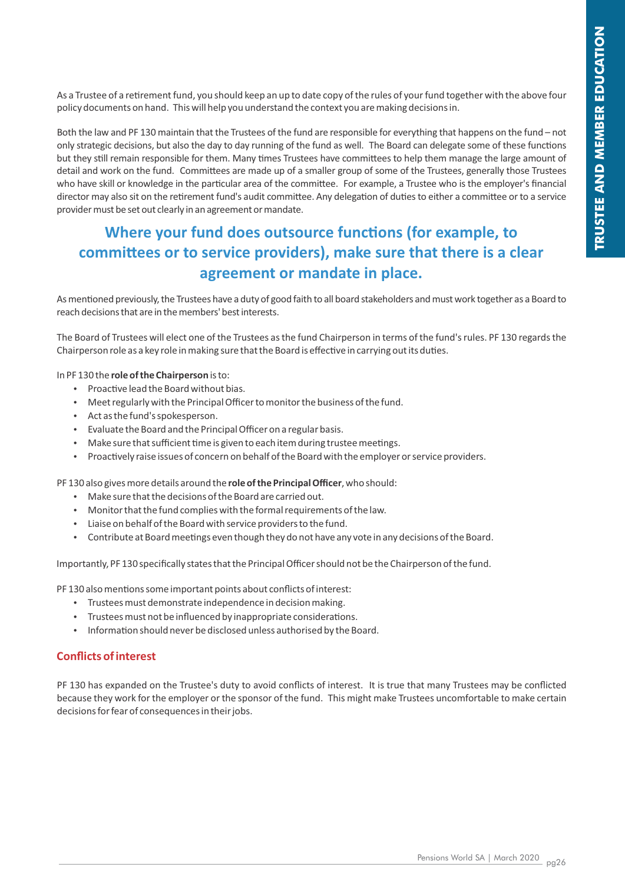As a Trustee of a retirement fund, you should keep an up to date copy of the rules of your fund together with the above four policy documents on hand. This will help you understand the context you are making decisions in.

Both the law and PF 130 maintain that the Trustees of the fund are responsible for everything that happens on the fund – not only strategic decisions, but also the day to day running of the fund as well. The Board can delegate some of these functions but they still remain responsible for them. Many times Trustees have committees to help them manage the large amount of detail and work on the fund. Committees are made up of a smaller group of some of the Trustees, generally those Trustees who have skill or knowledge in the particular area of the committee. For example, a Trustee who is the employer's financial director may also sit on the retirement fund's audit committee. Any delegation of duties to either a committee or to a service provider must be set out clearly in an agreement or mandate.

**Where your fund does outsource functions (for example, to committees or to service providers), make sure that there is a clear agreement or mandate in place.**

As mentioned previously, the Trustees have a duty of good faith to all board stakeholders and must work together as a Board to reach decisions that are in the members' best interests.

The Board of Trustees will elect one of the Trustees as the fund Chairperson in terms of the fund's rules. PF 130 regards the Chairperson role as a key role in making sure that the Board is effective in carrying out its duties.

In PF 130 the **role of the Chairperson** is to:

- Proactive lead the Board without bias.
- Meet regularly with the Principal Officer to monitor the business of the fund.
- Act as the fund's spokesperson.
- Evaluate the Board and the Principal Officer on a regular basis.
- Make sure that sufficient time is given to each item during trustee meetings.
- Proactively raise issues of concern on behalf of the Board with the employer or service providers.

PF 130 also gives more details around the **role of the Principal Officer**, who should:

- Make sure that the decisions of the Board are carried out.
- Monitor that the fund complies with the formal requirements of the law.
- Liaise on behalf of the Board with service providers to the fund.
- Contribute at Board meetings even though they do not have any vote in any decisions of the Board.

Importantly, PF 130 specifically states that the Principal Officer should not be the Chairperson of the fund.

PF 130 also mentions some important points about conflicts of interest:

- Trustees must demonstrate independence in decision making.
- Trustees must not be influenced by inappropriate considerations.
- Information should never be disclosed unless authorised by the Board.

## Conflicts of interest

PF 130 has expanded on the Trustee's duty to avoid conflicts of interest. It is true that many Trustees may be conflicted because they work for the employer or the sponsor of the fund. This might make Trustees uncomfortable to make certain decisions for fear of consequences in their jobs.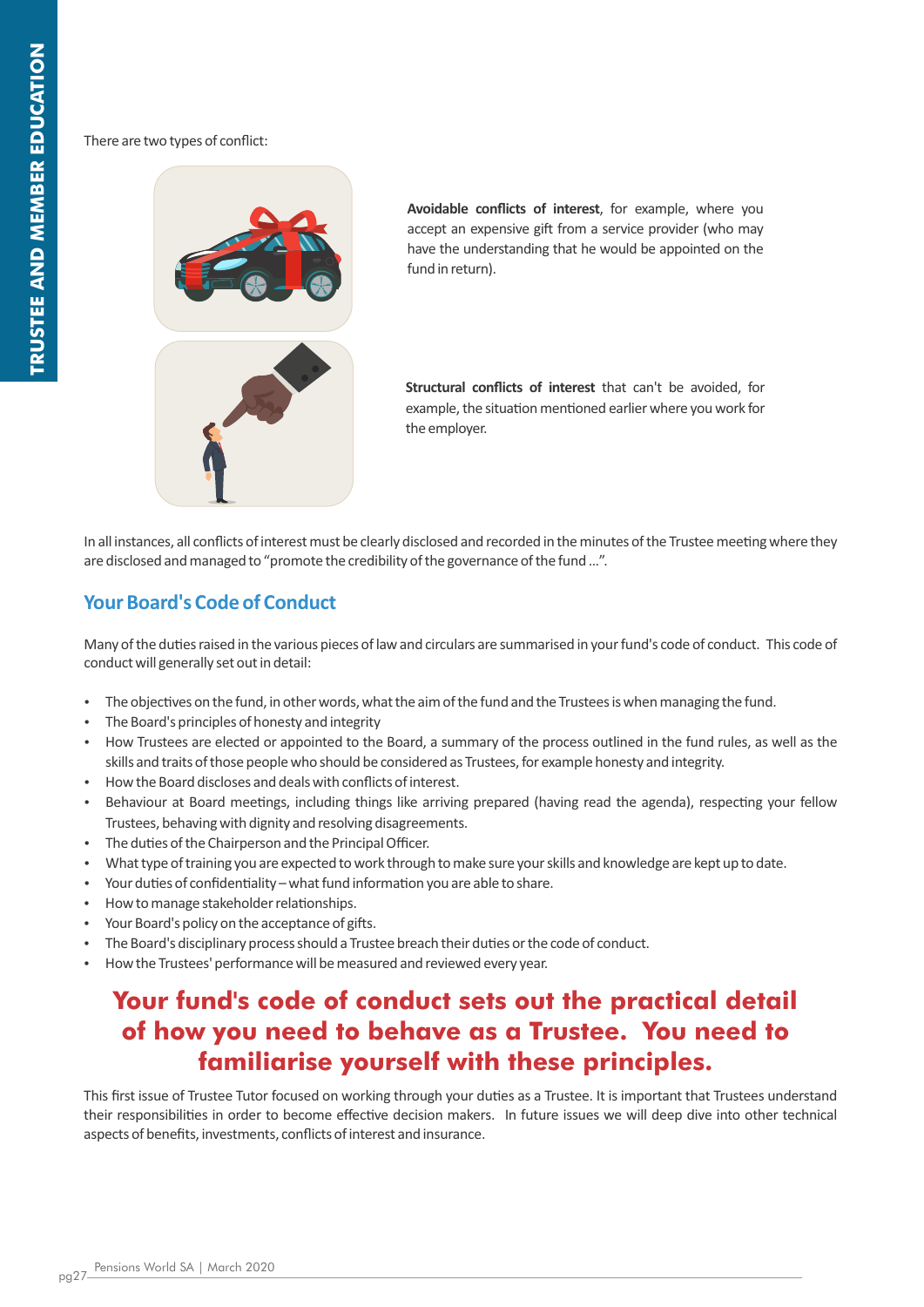There are two types of conflict:

**Avoidable conflicts of interest**, for example, where you accept an expensive gift from a service provider (who may have the understanding that he would be appointed on the fund in return).

**Structural conflicts of interest** that can't be avoided, for example, the situation mentioned earlier where you work for the employer.

In all instances, all conflicts of interest must be clearly disclosed and recorded in the minutes of the Trustee meeting where they are disclosed and managed to "promote the credibility of the governance of the fund ...".

## Your Board's Code of Conduct

Many of the duties raised in the various pieces of law and circulars are summarised in your fund's code of conduct. This code of conduct will generally set out in detail:

- The objectives on the fund, in other words, what the aim of the fund and the Trustees is when managing the fund.
- The Board's principles of honesty and integrity
- How Trustees are elected or appointed to the Board, a summary of the process outlined in the fund rules, as well as the skills and traits of those people who should be considered as Trustees, for example honesty and integrity.
- How the Board discloses and deals with conflicts of interest.
- Behaviour at Board meetings, including things like arriving prepared (having read the agenda), respecting your fellow Trustees, behaving with dignity and resolving disagreements.
- The duties of the Chairperson and the Principal Officer.
- What type of training you are expected to work through to make sure your skills and knowledge are kept up to date.
- Your duties of confidentiality – what fund information you are able to share.
- How to manage stakeholder relationships.
- Your Board's policy on the acceptance of gifts.
- The Board's disciplinary process should a Trustee breach their duties or the code of conduct.
- How the Trustees' performance will be measured and reviewed every year.

**Your fund's code of conduct sets out the practical detail of how you need to behave as a Trustee. You need to familiarise yourself with these principles.**

This first issue of Trustee Tutor focused on working through your duties as a Trustee. It is important that Trustees understand their responsibilities in order to become effective decision makers. In future issues we will deep dive into other technical aspects of benefits, investments, conflicts of interest and insurance.